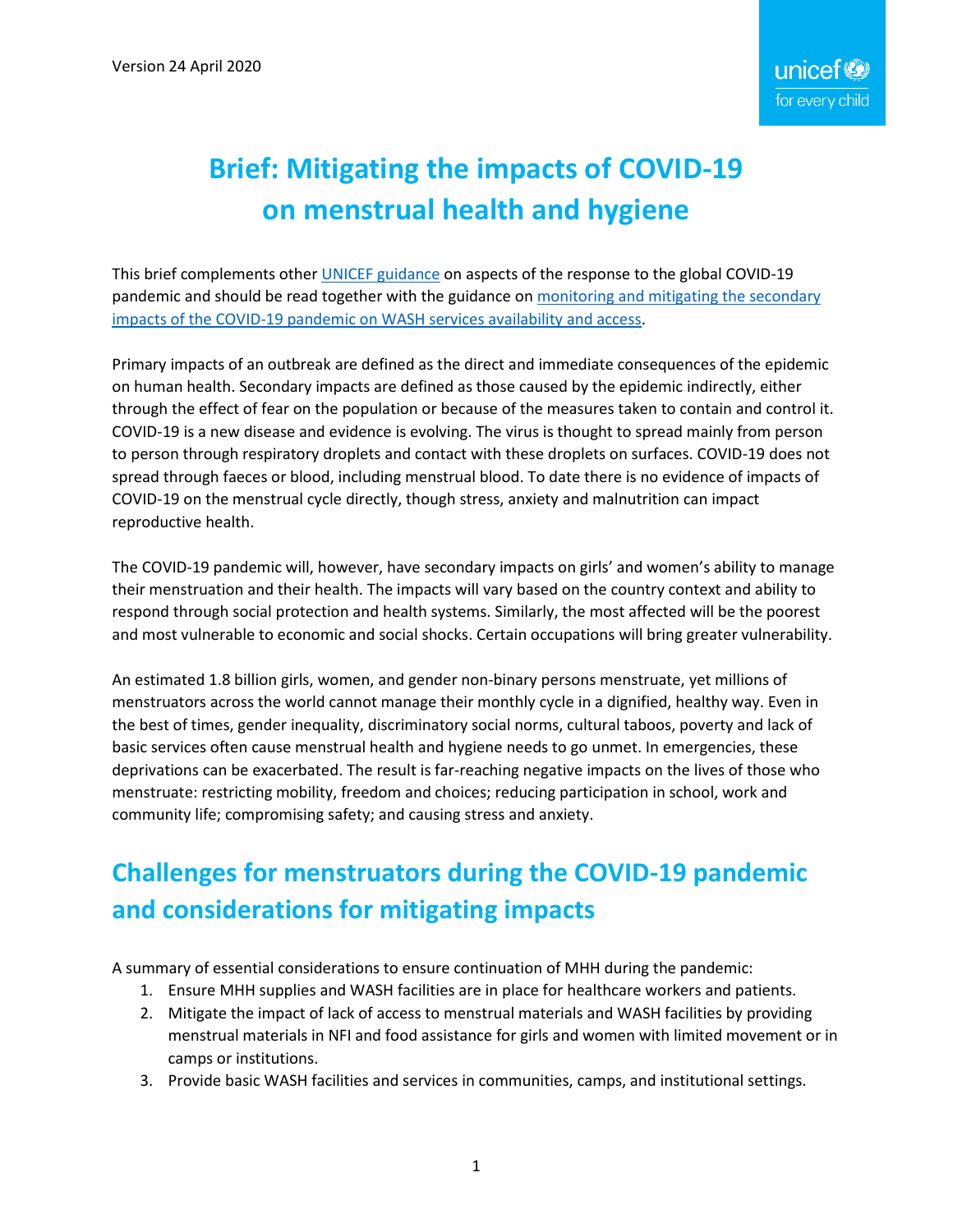Version 24 April 2020

# Brief: Mitigating the impacts of COVID-19 on menstrual health and hygiene

This brief complements other [UNICEF guidance] on aspects of the response to the global COVID-19 pandemic and should be read together with the guidance on [monitoring and mitigating the secondary impacts of the COVID-19 pandemic on WASH services availability and access].

Primary impacts of an outbreak are defined as the direct and immediate consequences of the epidemic on human health. Secondary impacts are defined as those caused by the epidemic indirectly, either through the effect of fear on the population or because of the measures taken to contain and control it. COVID-19 is a new disease and evidence is evolving. The virus is thought to spread mainly from person to person through respiratory droplets and contact with these droplets on surfaces. COVID-19 does not spread through faeces or blood, including menstrual blood. To date there is no evidence of impacts of COVID-19 on the menstrual cycle directly, though stress, anxiety and malnutrition can impact reproductive health.

The COVID-19 pandemic will, however, have secondary impacts on girls' and women's ability to manage their menstruation and their health. The impacts will vary based on the country context and ability to respond through social protection and health systems. Similarly, the most affected will be the poorest and most vulnerable to economic and social shocks. Certain occupations will bring greater vulnerability.

An estimated 1.8 billion girls, women, and gender non-binary persons menstruate, yet millions of menstruators across the world cannot manage their monthly cycle in a dignified, healthy way. Even in the best of times, gender inequality, discriminatory social norms, cultural taboos, poverty and lack of basic services often cause menstrual health and hygiene needs to go unmet. In emergencies, these deprivations can be exacerbated. The result is far-reaching negative impacts on the lives of those who menstruate: restricting mobility, freedom and choices; reducing participation in school, work and community life; compromising safety; and causing stress and anxiety.

## Challenges for menstruators during the COVID-19 pandemic and considerations for mitigating impacts

A summary of essential considerations to ensure continuation of MHH during the pandemic:

1. Ensure MHH supplies and WASH facilities are in place for healthcare workers and patients.
2. Mitigate the impact of lack of access to menstrual materials and WASH facilities by providing menstrual materials in NFI and food assistance for girls and women with limited movement or in camps or institutions.
3. Provide basic WASH facilities and services in communities, camps, and institutional settings.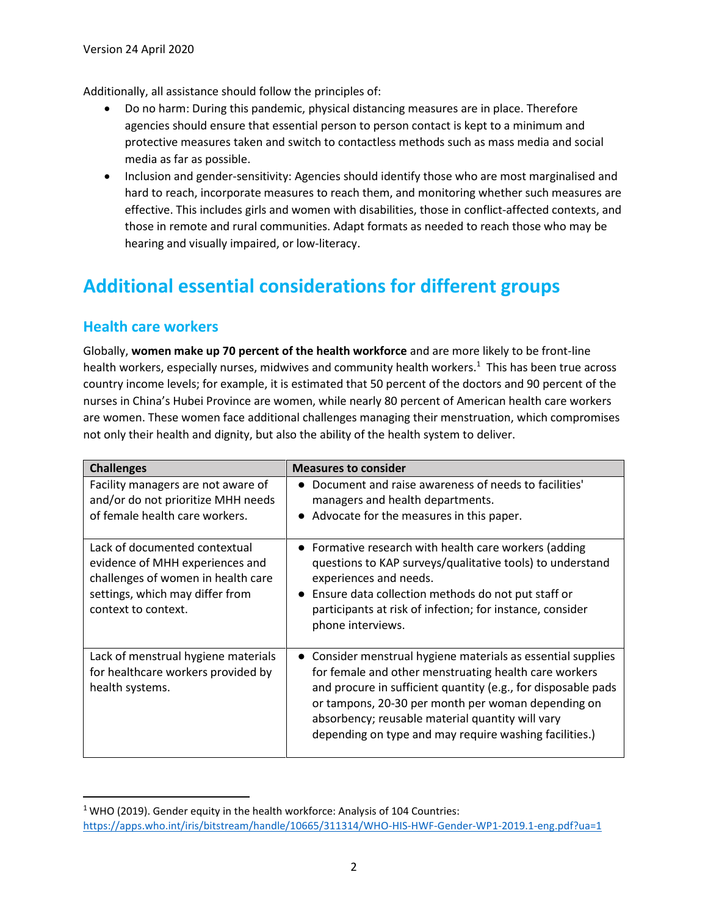Additionally, all assistance should follow the principles of:

- Do no harm: During this pandemic, physical distancing measures are in place. Therefore agencies should ensure that essential person to person contact is kept to a minimum and protective measures taken and switch to contactless methods such as mass media and social media as far as possible.
- Inclusion and gender-sensitivity: Agencies should identify those who are most marginalised and hard to reach, incorporate measures to reach them, and monitoring whether such measures are effective. This includes girls and women with disabilities, those in conflict-affected contexts, and those in remote and rural communities. Adapt formats as needed to reach those who may be hearing and visually impaired, or low-literacy.

# Additional essential considerations for different groups

## Health care workers

Globally, **women make up 70 percent of the health workforce** and are more likely to be front-line health workers, especially nurses, midwives and community health workers.[1] This has been true across country income levels; for example, it is estimated that 50 percent of the doctors and 90 percent of the nurses in China's Hubei Province are women, while nearly 80 percent of American health care workers are women. These women face additional challenges managing their menstruation, which compromises not only their health and dignity, but also the ability of the health system to deliver.

| Challenges | Measures to consider |
|---|---|
| Facility managers are not aware of and/or do not prioritize MHH needs of female health care workers. | ● Document and raise awareness of needs to facilities' managers and health departments.<br>● Advocate for the measures in this paper. |
| Lack of documented contextual evidence of MHH experiences and challenges of women in health care settings, which may differ from context to context. | ● Formative research with health care workers (adding questions to KAP surveys/qualitative tools) to understand experiences and needs.<br>● Ensure data collection methods do not put staff or participants at risk of infection; for instance, consider phone interviews. |
| Lack of menstrual hygiene materials for healthcare workers provided by health systems. | ● Consider menstrual hygiene materials as essential supplies for female and other menstruating health care workers and procure in sufficient quantity (e.g., for disposable pads or tampons, 20-30 per month per woman depending on absorbency; reusable material quantity will vary depending on type and may require washing facilities.) |

[1] WHO (2019). Gender equity in the health workforce: Analysis of 104 Countries: https://apps.who.int/iris/bitstream/handle/10665/311314/WHO-HIS-HWF-Gender-WP1-2019.1-eng.pdf?ua=1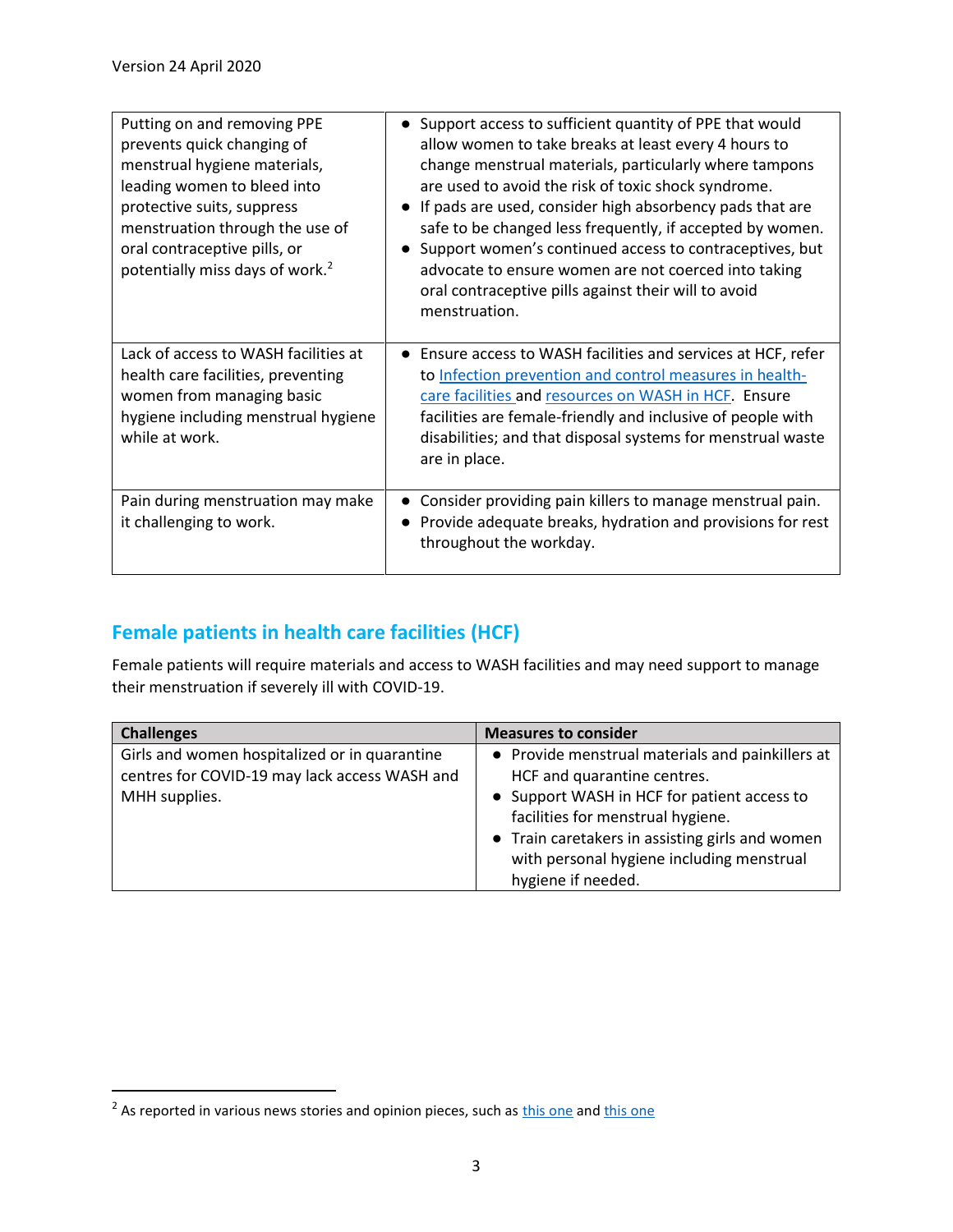| | |
|---|---|
| Putting on and removing PPE prevents quick changing of menstrual hygiene materials, leading women to bleed into protective suits, suppress menstruation through the use of oral contraceptive pills, or potentially miss days of work.[2] | • Support access to sufficient quantity of PPE that would allow women to take breaks at least every 4 hours to change menstrual materials, particularly where tampons are used to avoid the risk of toxic shock syndrome.<br>• If pads are used, consider high absorbency pads that are safe to be changed less frequently, if accepted by women.<br>• Support women's continued access to contraceptives, but advocate to ensure women are not coerced into taking oral contraceptive pills against their will to avoid menstruation. |
| Lack of access to WASH facilities at health care facilities, preventing women from managing basic hygiene including menstrual hygiene while at work. | • Ensure access to WASH facilities and services at HCF, refer to [Infection prevention and control measures in health-care facilities]() and [resources on WASH in HCF](). Ensure facilities are female-friendly and inclusive of people with disabilities; and that disposal systems for menstrual waste are in place. |
| Pain during menstruation may make it challenging to work. | • Consider providing pain killers to manage menstrual pain.<br>• Provide adequate breaks, hydration and provisions for rest throughout the workday. |

## Female patients in health care facilities (HCF)

Female patients will require materials and access to WASH facilities and may need support to manage their menstruation if severely ill with COVID-19.

| Challenges | Measures to consider |
|---|---|
| Girls and women hospitalized or in quarantine centres for COVID-19 may lack access WASH and MHH supplies. | • Provide menstrual materials and painkillers at HCF and quarantine centres.<br>• Support WASH in HCF for patient access to facilities for menstrual hygiene.<br>• Train caretakers in assisting girls and women with personal hygiene including menstrual hygiene if needed. |

---

[2] As reported in various news stories and opinion pieces, such as [this one]() and [this one]()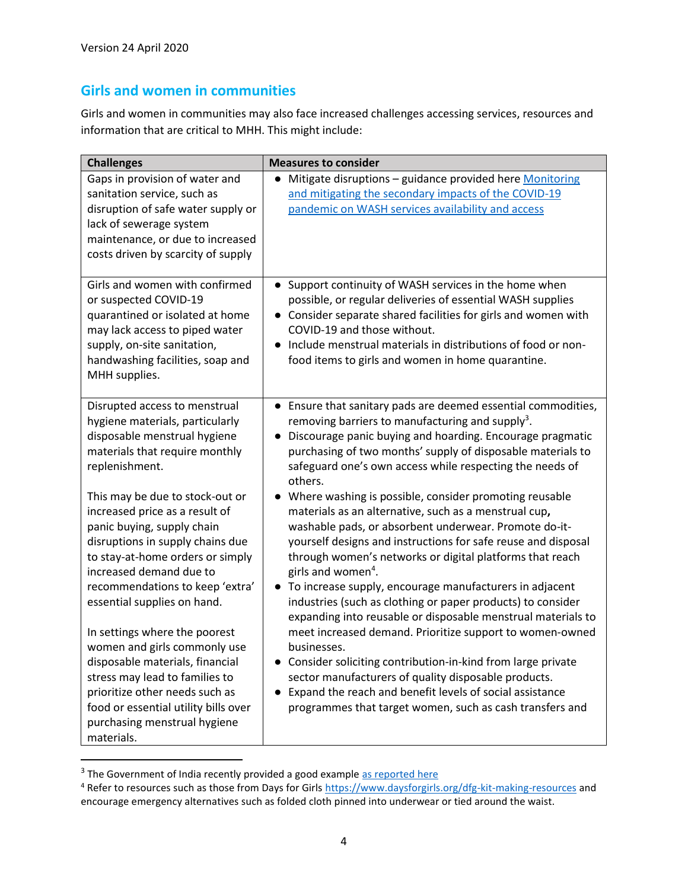Version 24 April 2020

## Girls and women in communities

Girls and women in communities may also face increased challenges accessing services, resources and information that are critical to MHH. This might include:

| Challenges | Measures to consider |
|---|---|
| Gaps in provision of water and sanitation service, such as disruption of safe water supply or lack of sewerage system maintenance, or due to increased costs driven by scarcity of supply | • Mitigate disruptions – guidance provided here [Monitoring and mitigating the secondary impacts of the COVID-19 pandemic on WASH services availability and access]() |
| Girls and women with confirmed or suspected COVID-19 quarantined or isolated at home may lack access to piped water supply, on-site sanitation, handwashing facilities, soap and MHH supplies. | • Support continuity of WASH services in the home when possible, or regular deliveries of essential WASH supplies<br>• Consider separate shared facilities for girls and women with COVID-19 and those without.<br>• Include menstrual materials in distributions of food or non-food items to girls and women in home quarantine. |
| Disrupted access to menstrual hygiene materials, particularly disposable menstrual hygiene materials that require monthly replenishment.<br><br>This may be due to stock-out or increased price as a result of panic buying, supply chain disruptions in supply chains due to stay-at-home orders or simply increased demand due to recommendations to keep 'extra' essential supplies on hand.<br><br>In settings where the poorest women and girls commonly use disposable materials, financial stress may lead to families to prioritize other needs such as food or essential utility bills over purchasing menstrual hygiene materials. | • Ensure that sanitary pads are deemed essential commodities, removing barriers to manufacturing and supply[3].<br>• Discourage panic buying and hoarding. Encourage pragmatic purchasing of two months' supply of disposable materials to safeguard one's own access while respecting the needs of others.<br>• Where washing is possible, consider promoting reusable materials as an alternative, such as a menstrual cup**,** washable pads, or absorbent underwear. Promote do-it-yourself designs and instructions for safe reuse and disposal through women's networks or digital platforms that reach girls and women[4].<br>• To increase supply, encourage manufacturers in adjacent industries (such as clothing or paper products) to consider expanding into reusable or disposable menstrual materials to meet increased demand. Prioritize support to women-owned businesses.<br>• Consider soliciting contribution-in-kind from large private sector manufacturers of quality disposable products.<br>• Expand the reach and benefit levels of social assistance programmes that target women, such as cash transfers and |

[3] The Government of India recently provided a good example [as reported here]()

[4] Refer to resources such as those from Days for Girls https://www.daysforgirls.org/dfg-kit-making-resources and encourage emergency alternatives such as folded cloth pinned into underwear or tied around the waist.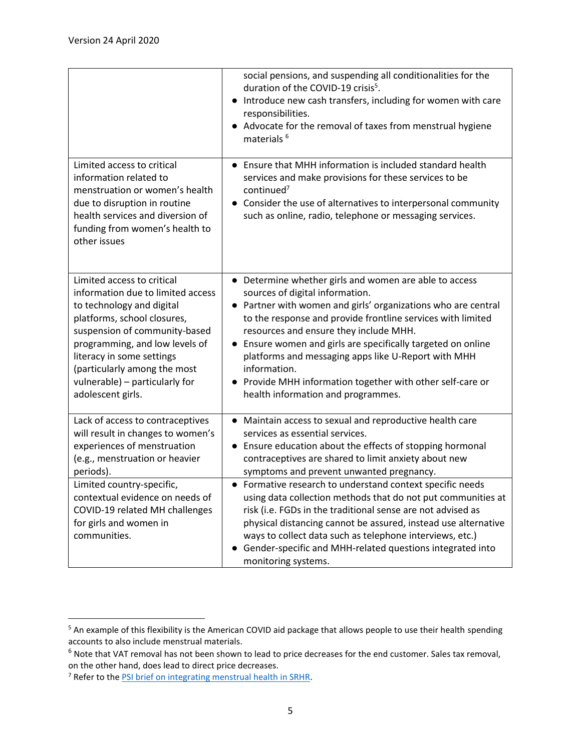| | |
|---|---|
| | social pensions, and suspending all conditionalities for the duration of the COVID-19 crisis[5].<br>● Introduce new cash transfers, including for women with care responsibilities.<br>● Advocate for the removal of taxes from menstrual hygiene materials [6] |
| Limited access to critical information related to menstruation or women's health due to disruption in routine health services and diversion of funding from women's health to other issues | ● Ensure that MHH information is included standard health services and make provisions for these services to be continued[7]<br>● Consider the use of alternatives to interpersonal community such as online, radio, telephone or messaging services. |
| Limited access to critical information due to limited access to technology and digital platforms, school closures, suspension of community-based programming, and low levels of literacy in some settings (particularly among the most vulnerable) – particularly for adolescent girls. | ● Determine whether girls and women are able to access sources of digital information.<br>● Partner with women and girls' organizations who are central to the response and provide frontline services with limited resources and ensure they include MHH.<br>● Ensure women and girls are specifically targeted on online platforms and messaging apps like U-Report with MHH information.<br>● Provide MHH information together with other self-care or health information and programmes. |
| Lack of access to contraceptives will result in changes to women's experiences of menstruation (e.g., menstruation or heavier periods). | ● Maintain access to sexual and reproductive health care services as essential services.<br>● Ensure education about the effects of stopping hormonal contraceptives are shared to limit anxiety about new symptoms and prevent unwanted pregnancy. |
| Limited country-specific, contextual evidence on needs of COVID-19 related MH challenges for girls and women in communities. | ● Formative research to understand context specific needs using data collection methods that do not put communities at risk (i.e. FGDs in the traditional sense are not advised as physical distancing cannot be assured, instead use alternative ways to collect data such as telephone interviews, etc.)<br>● Gender-specific and MHH-related questions integrated into monitoring systems. |

[5] An example of this flexibility is the American COVID aid package that allows people to use their health spending accounts to also include menstrual materials.

[6] Note that VAT removal has not been shown to lead to price decreases for the end customer. Sales tax removal, on the other hand, does lead to direct price decreases.

[7] Refer to the PSI brief on integrating menstrual health in SRHR.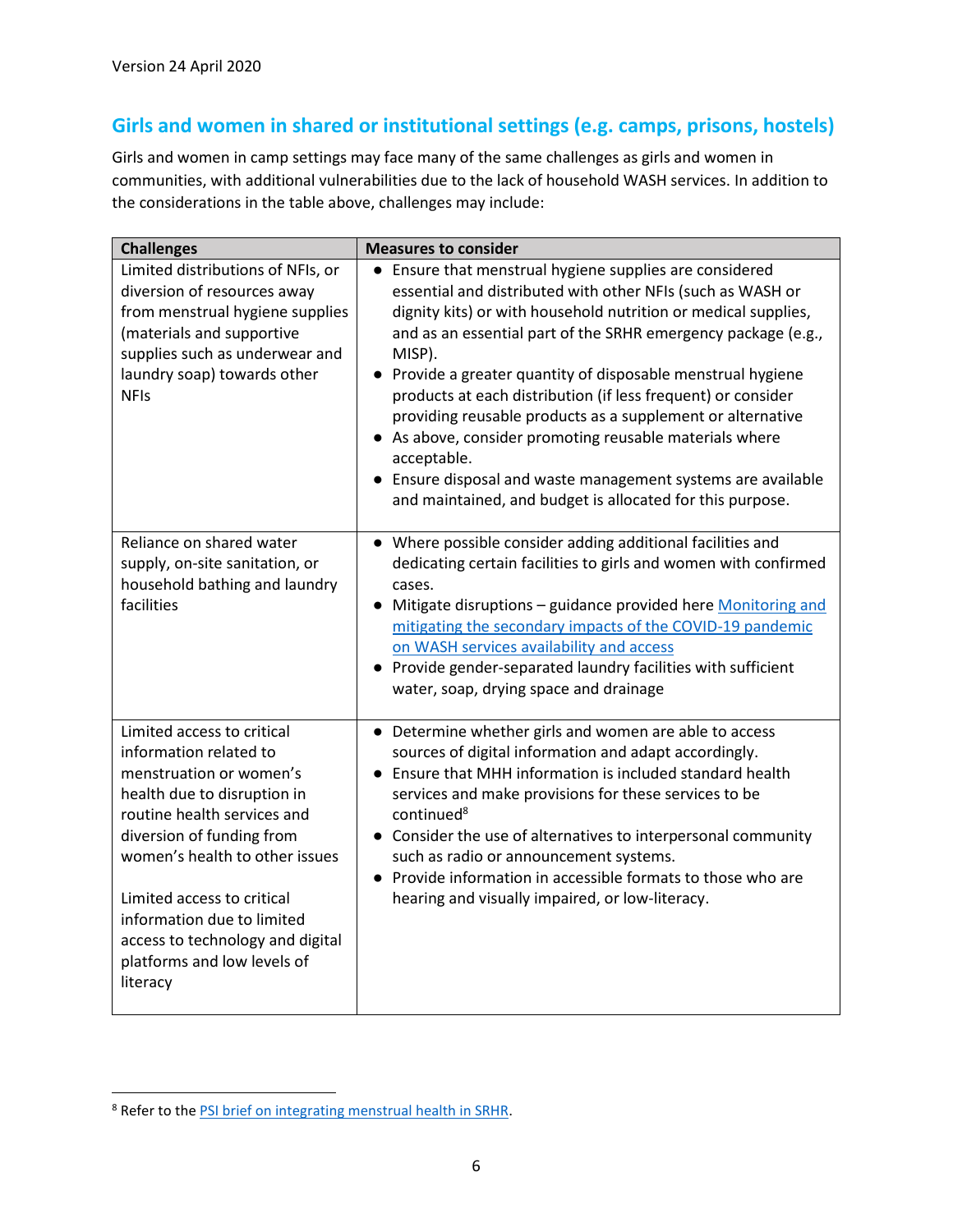## Girls and women in shared or institutional settings (e.g. camps, prisons, hostels)

Girls and women in camp settings may face many of the same challenges as girls and women in communities, with additional vulnerabilities due to the lack of household WASH services. In addition to the considerations in the table above, challenges may include:

| Challenges | Measures to consider |
|---|---|
| Limited distributions of NFIs, or diversion of resources away from menstrual hygiene supplies (materials and supportive supplies such as underwear and laundry soap) towards other NFIs | • Ensure that menstrual hygiene supplies are considered essential and distributed with other NFIs (such as WASH or dignity kits) or with household nutrition or medical supplies, and as an essential part of the SRHR emergency package (e.g., MISP).<br>• Provide a greater quantity of disposable menstrual hygiene products at each distribution (if less frequent) or consider providing reusable products as a supplement or alternative<br>• As above, consider promoting reusable materials where acceptable.<br>• Ensure disposal and waste management systems are available and maintained, and budget is allocated for this purpose. |
| Reliance on shared water supply, on-site sanitation, or household bathing and laundry facilities | • Where possible consider adding additional facilities and dedicating certain facilities to girls and women with confirmed cases.<br>• Mitigate disruptions – guidance provided here Monitoring and mitigating the secondary impacts of the COVID-19 pandemic on WASH services availability and access<br>• Provide gender-separated laundry facilities with sufficient water, soap, drying space and drainage |
| Limited access to critical information related to menstruation or women's health due to disruption in routine health services and diversion of funding from women's health to other issues<br><br>Limited access to critical information due to limited access to technology and digital platforms and low levels of literacy | • Determine whether girls and women are able to access sources of digital information and adapt accordingly.<br>• Ensure that MHH information is included standard health services and make provisions for these services to be continued[8]<br>• Consider the use of alternatives to interpersonal community such as radio or announcement systems.<br>• Provide information in accessible formats to those who are hearing and visually impaired, or low-literacy. |

[8] Refer to the PSI brief on integrating menstrual health in SRHR.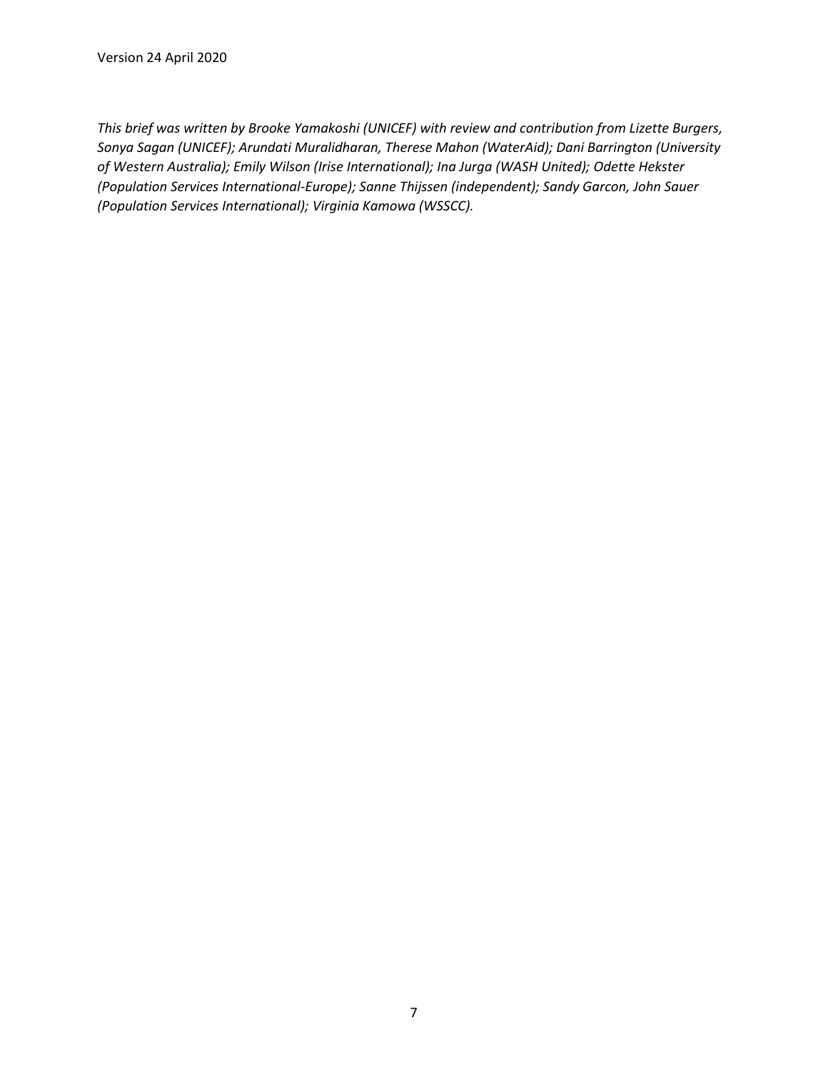*This brief was written by Brooke Yamakoshi (UNICEF) with review and contribution from Lizette Burgers, Sonya Sagan (UNICEF); Arundati Muralidharan, Therese Mahon (WaterAid); Dani Barrington (University of Western Australia); Emily Wilson (Irise International); Ina Jurga (WASH United); Odette Hekster (Population Services International-Europe); Sanne Thijssen (independent); Sandy Garcon, John Sauer (Population Services International); Virginia Kamowa (WSSCC).*